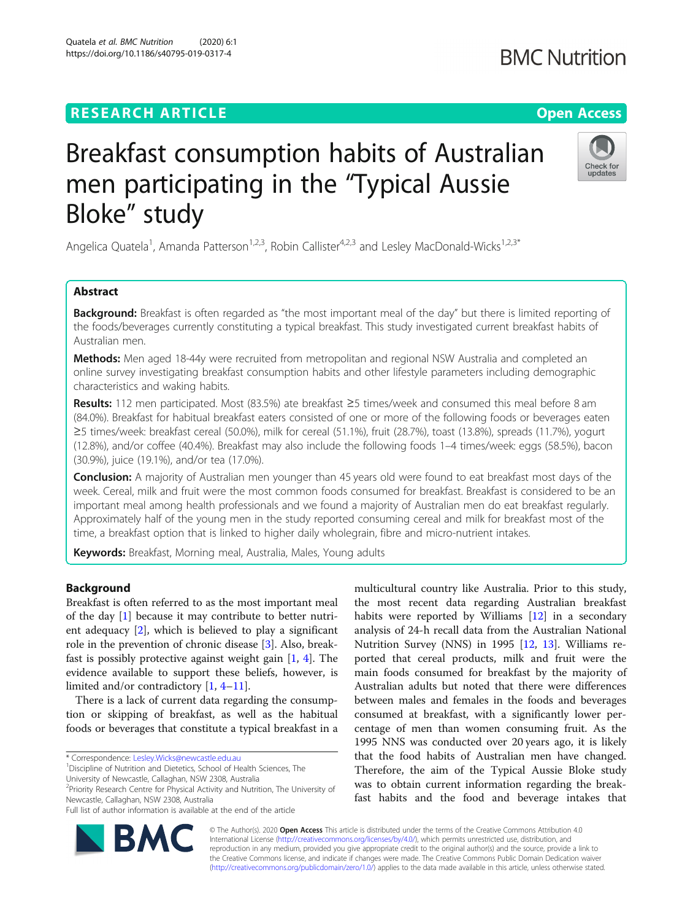RESEARCH ARTICLE

Open Access

# Breakfast consumption habits of Australian men participating in the "Typical Aussie Bloke" study

Angelica Quatela[1], Amanda Patterson[1,2,3], Robin Callister[4,2,3] and Lesley MacDonald-Wicks[1,2,3*]

## Abstract

**Background:** Breakfast is often regarded as "the most important meal of the day" but there is limited reporting of the foods/beverages currently constituting a typical breakfast. This study investigated current breakfast habits of Australian men.

**Methods:** Men aged 18-44y were recruited from metropolitan and regional NSW Australia and completed an online survey investigating breakfast consumption habits and other lifestyle parameters including demographic characteristics and waking habits.

**Results:** 112 men participated. Most (83.5%) ate breakfast ≥5 times/week and consumed this meal before 8 am (84.0%). Breakfast for habitual breakfast eaters consisted of one or more of the following foods or beverages eaten ≥5 times/week: breakfast cereal (50.0%), milk for cereal (51.1%), fruit (28.7%), toast (13.8%), spreads (11.7%), yogurt (12.8%), and/or coffee (40.4%). Breakfast may also include the following foods 1–4 times/week: eggs (58.5%), bacon (30.9%), juice (19.1%), and/or tea (17.0%).

**Conclusion:** A majority of Australian men younger than 45 years old were found to eat breakfast most days of the week. Cereal, milk and fruit were the most common foods consumed for breakfast. Breakfast is considered to be an important meal among health professionals and we found a majority of Australian men do eat breakfast regularly. Approximately half of the young men in the study reported consuming cereal and milk for breakfast most of the time, a breakfast option that is linked to higher daily wholegrain, fibre and micro-nutrient intakes.

**Keywords:** Breakfast, Morning meal, Australia, Males, Young adults

## Background

Breakfast is often referred to as the most important meal of the day [1] because it may contribute to better nutrient adequacy [2], which is believed to play a significant role in the prevention of chronic disease [3]. Also, breakfast is possibly protective against weight gain [1, 4]. The evidence available to support these beliefs, however, is limited and/or contradictory [1, 4–11].

There is a lack of current data regarding the consumption or skipping of breakfast, as well as the habitual foods or beverages that constitute a typical breakfast in a multicultural country like Australia. Prior to this study, the most recent data regarding Australian breakfast habits were reported by Williams [12] in a secondary analysis of 24-h recall data from the Australian National Nutrition Survey (NNS) in 1995 [12, 13]. Williams reported that cereal products, milk and fruit were the main foods consumed for breakfast by the majority of Australian adults but noted that there were differences between males and females in the foods and beverages consumed at breakfast, with a significantly lower percentage of men than women consuming fruit. As the 1995 NNS was conducted over 20 years ago, it is likely that the food habits of Australian men have changed. Therefore, the aim of the Typical Aussie Bloke study was to obtain current information regarding the breakfast habits and the food and beverage intakes that

\* Correspondence: Lesley.Wicks@newcastle.edu.au
[1]Discipline of Nutrition and Dietetics, School of Health Sciences, The University of Newcastle, Callaghan, NSW 2308, Australia
[2]Priority Research Centre for Physical Activity and Nutrition, The University of Newcastle, Callaghan, NSW 2308, Australia
Full list of author information is available at the end of the article

© The Author(s). 2020 **Open Access** This article is distributed under the terms of the Creative Commons Attribution 4.0 International License (http://creativecommons.org/licenses/by/4.0/), which permits unrestricted use, distribution, and reproduction in any medium, provided you give appropriate credit to the original author(s) and the source, provide a link to the Creative Commons license, and indicate if changes were made. The Creative Commons Public Domain Dedication waiver (http://creativecommons.org/publicdomain/zero/1.0/) applies to the data made available in this article, unless otherwise stated.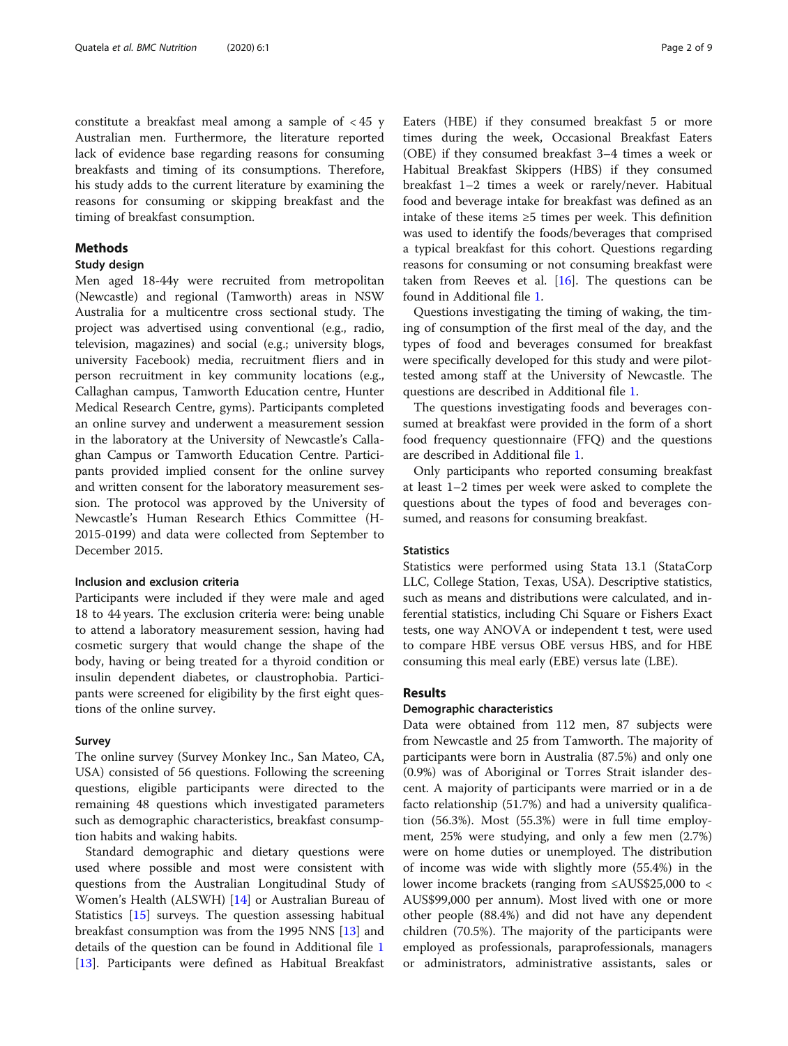constitute a breakfast meal among a sample of < 45 y Australian men. Furthermore, the literature reported lack of evidence base regarding reasons for consuming breakfasts and timing of its consumptions. Therefore, his study adds to the current literature by examining the reasons for consuming or skipping breakfast and the timing of breakfast consumption.

## Methods

### Study design

Men aged 18-44y were recruited from metropolitan (Newcastle) and regional (Tamworth) areas in NSW Australia for a multicentre cross sectional study. The project was advertised using conventional (e.g., radio, television, magazines) and social (e.g.; university blogs, university Facebook) media, recruitment fliers and in person recruitment in key community locations (e.g., Callaghan campus, Tamworth Education centre, Hunter Medical Research Centre, gyms). Participants completed an online survey and underwent a measurement session in the laboratory at the University of Newcastle's Callaghan Campus or Tamworth Education Centre. Participants provided implied consent for the online survey and written consent for the laboratory measurement session. The protocol was approved by the University of Newcastle's Human Research Ethics Committee (H-2015-0199) and data were collected from September to December 2015.

#### Inclusion and exclusion criteria

Participants were included if they were male and aged 18 to 44 years. The exclusion criteria were: being unable to attend a laboratory measurement session, having had cosmetic surgery that would change the shape of the body, having or being treated for a thyroid condition or insulin dependent diabetes, or claustrophobia. Participants were screened for eligibility by the first eight questions of the online survey.

#### Survey

The online survey (Survey Monkey Inc., San Mateo, CA, USA) consisted of 56 questions. Following the screening questions, eligible participants were directed to the remaining 48 questions which investigated parameters such as demographic characteristics, breakfast consumption habits and waking habits.

Standard demographic and dietary questions were used where possible and most were consistent with questions from the Australian Longitudinal Study of Women's Health (ALSWH) [14] or Australian Bureau of Statistics [15] surveys. The question assessing habitual breakfast consumption was from the 1995 NNS [13] and details of the question can be found in Additional file 1 [13]. Participants were defined as Habitual Breakfast Eaters (HBE) if they consumed breakfast 5 or more times during the week, Occasional Breakfast Eaters (OBE) if they consumed breakfast 3–4 times a week or Habitual Breakfast Skippers (HBS) if they consumed breakfast 1–2 times a week or rarely/never. Habitual food and beverage intake for breakfast was defined as an intake of these items ≥5 times per week. This definition was used to identify the foods/beverages that comprised a typical breakfast for this cohort. Questions regarding reasons for consuming or not consuming breakfast were taken from Reeves et al. [16]. The questions can be found in Additional file 1.

Questions investigating the timing of waking, the timing of consumption of the first meal of the day, and the types of food and beverages consumed for breakfast were specifically developed for this study and were pilot-tested among staff at the University of Newcastle. The questions are described in Additional file 1.

The questions investigating foods and beverages consumed at breakfast were provided in the form of a short food frequency questionnaire (FFQ) and the questions are described in Additional file 1.

Only participants who reported consuming breakfast at least 1–2 times per week were asked to complete the questions about the types of food and beverages consumed, and reasons for consuming breakfast.

#### Statistics

Statistics were performed using Stata 13.1 (StataCorp LLC, College Station, Texas, USA). Descriptive statistics, such as means and distributions were calculated, and inferential statistics, including Chi Square or Fishers Exact tests, one way ANOVA or independent t test, were used to compare HBE versus OBE versus HBS, and for HBE consuming this meal early (EBE) versus late (LBE).

## Results

### Demographic characteristics

Data were obtained from 112 men, 87 subjects were from Newcastle and 25 from Tamworth. The majority of participants were born in Australia (87.5%) and only one (0.9%) was of Aboriginal or Torres Strait islander descent. A majority of participants were married or in a de facto relationship (51.7%) and had a university qualification (56.3%). Most (55.3%) were in full time employment, 25% were studying, and only a few men (2.7%) were on home duties or unemployed. The distribution of income was wide with slightly more (55.4%) in the lower income brackets (ranging from ≤AUS$25,000 to < AUS$99,000 per annum). Most lived with one or more other people (88.4%) and did not have any dependent children (70.5%). The majority of the participants were employed as professionals, paraprofessionals, managers or administrators, administrative assistants, sales or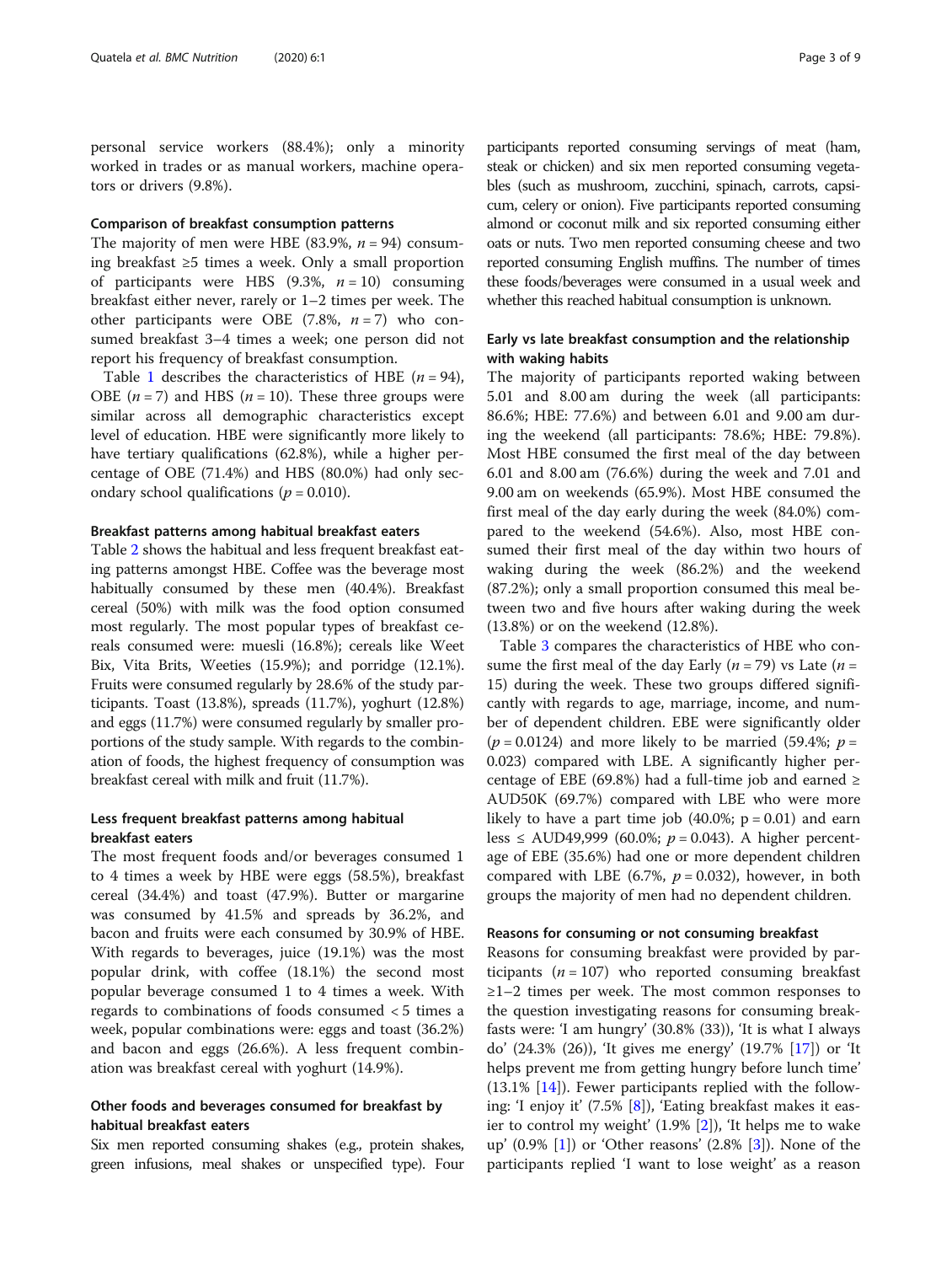personal service workers (88.4%); only a minority worked in trades or as manual workers, machine operators or drivers (9.8%).

### Comparison of breakfast consumption patterns

The majority of men were HBE (83.9%, $n = 94$) consuming breakfast ≥5 times a week. Only a small proportion of participants were HBS (9.3%, $n = 10$) consuming breakfast either never, rarely or 1–2 times per week. The other participants were OBE (7.8%, $n = 7$) who consumed breakfast 3–4 times a week; one person did not report his frequency of breakfast consumption.

Table 1 describes the characteristics of HBE ($n = 94$), OBE ($n = 7$) and HBS ($n = 10$). These three groups were similar across all demographic characteristics except level of education. HBE were significantly more likely to have tertiary qualifications (62.8%), while a higher percentage of OBE (71.4%) and HBS (80.0%) had only secondary school qualifications ($p = 0.010$).

### Breakfast patterns among habitual breakfast eaters

Table 2 shows the habitual and less frequent breakfast eating patterns amongst HBE. Coffee was the beverage most habitually consumed by these men (40.4%). Breakfast cereal (50%) with milk was the food option consumed most regularly. The most popular types of breakfast cereals consumed were: muesli (16.8%); cereals like Weet Bix, Vita Brits, Weeties (15.9%); and porridge (12.1%). Fruits were consumed regularly by 28.6% of the study participants. Toast (13.8%), spreads (11.7%), yoghurt (12.8%) and eggs (11.7%) were consumed regularly by smaller proportions of the study sample. With regards to the combination of foods, the highest frequency of consumption was breakfast cereal with milk and fruit (11.7%).

### Less frequent breakfast patterns among habitual breakfast eaters

The most frequent foods and/or beverages consumed 1 to 4 times a week by HBE were eggs (58.5%), breakfast cereal (34.4%) and toast (47.9%). Butter or margarine was consumed by 41.5% and spreads by 36.2%, and bacon and fruits were each consumed by 30.9% of HBE. With regards to beverages, juice (19.1%) was the most popular drink, with coffee (18.1%) the second most popular beverage consumed 1 to 4 times a week. With regards to combinations of foods consumed < 5 times a week, popular combinations were: eggs and toast (36.2%) and bacon and eggs (26.6%). A less frequent combination was breakfast cereal with yoghurt (14.9%).

### Other foods and beverages consumed for breakfast by habitual breakfast eaters

Six men reported consuming shakes (e.g., protein shakes, green infusions, meal shakes or unspecified type). Four participants reported consuming servings of meat (ham, steak or chicken) and six men reported consuming vegetables (such as mushroom, zucchini, spinach, carrots, capsicum, celery or onion). Five participants reported consuming almond or coconut milk and six reported consuming either oats or nuts. Two men reported consuming cheese and two reported consuming English muffins. The number of times these foods/beverages were consumed in a usual week and whether this reached habitual consumption is unknown.

### Early vs late breakfast consumption and the relationship with waking habits

The majority of participants reported waking between 5.01 and 8.00 am during the week (all participants: 86.6%; HBE: 77.6%) and between 6.01 and 9.00 am during the weekend (all participants: 78.6%; HBE: 79.8%). Most HBE consumed the first meal of the day between 6.01 and 8.00 am (76.6%) during the week and 7.01 and 9.00 am on weekends (65.9%). Most HBE consumed the first meal of the day early during the week (84.0%) compared to the weekend (54.6%). Also, most HBE consumed their first meal of the day within two hours of waking during the week (86.2%) and the weekend (87.2%); only a small proportion consumed this meal between two and five hours after waking during the week (13.8%) or on the weekend (12.8%).

Table 3 compares the characteristics of HBE who consume the first meal of the day Early ($n = 79$) vs Late ($n = 15$) during the week. These two groups differed significantly with regards to age, marriage, income, and number of dependent children. EBE were significantly older ($p = 0.0124$) and more likely to be married (59.4%; $p = 0.023$) compared with LBE. A significantly higher percentage of EBE (69.8%) had a full-time job and earned ≥ AUD50K (69.7%) compared with LBE who were more likely to have a part time job (40.0%; $p = 0.01$) and earn less ≤ AUD49,999 (60.0%; $p = 0.043$). A higher percentage of EBE (35.6%) had one or more dependent children compared with LBE (6.7%, $p = 0.032$), however, in both groups the majority of men had no dependent children.

### Reasons for consuming or not consuming breakfast

Reasons for consuming breakfast were provided by participants ($n = 107$) who reported consuming breakfast ≥1–2 times per week. The most common responses to the question investigating reasons for consuming breakfasts were: 'I am hungry' (30.8% (33)), 'It is what I always do' (24.3% (26)), 'It gives me energy' (19.7% [17]) or 'It helps prevent me from getting hungry before lunch time' (13.1% [14]). Fewer participants replied with the following: 'I enjoy it' (7.5% [8]), 'Eating breakfast makes it easier to control my weight' (1.9% [2]), 'It helps me to wake up' (0.9% [1]) or 'Other reasons' (2.8% [3]). None of the participants replied 'I want to lose weight' as a reason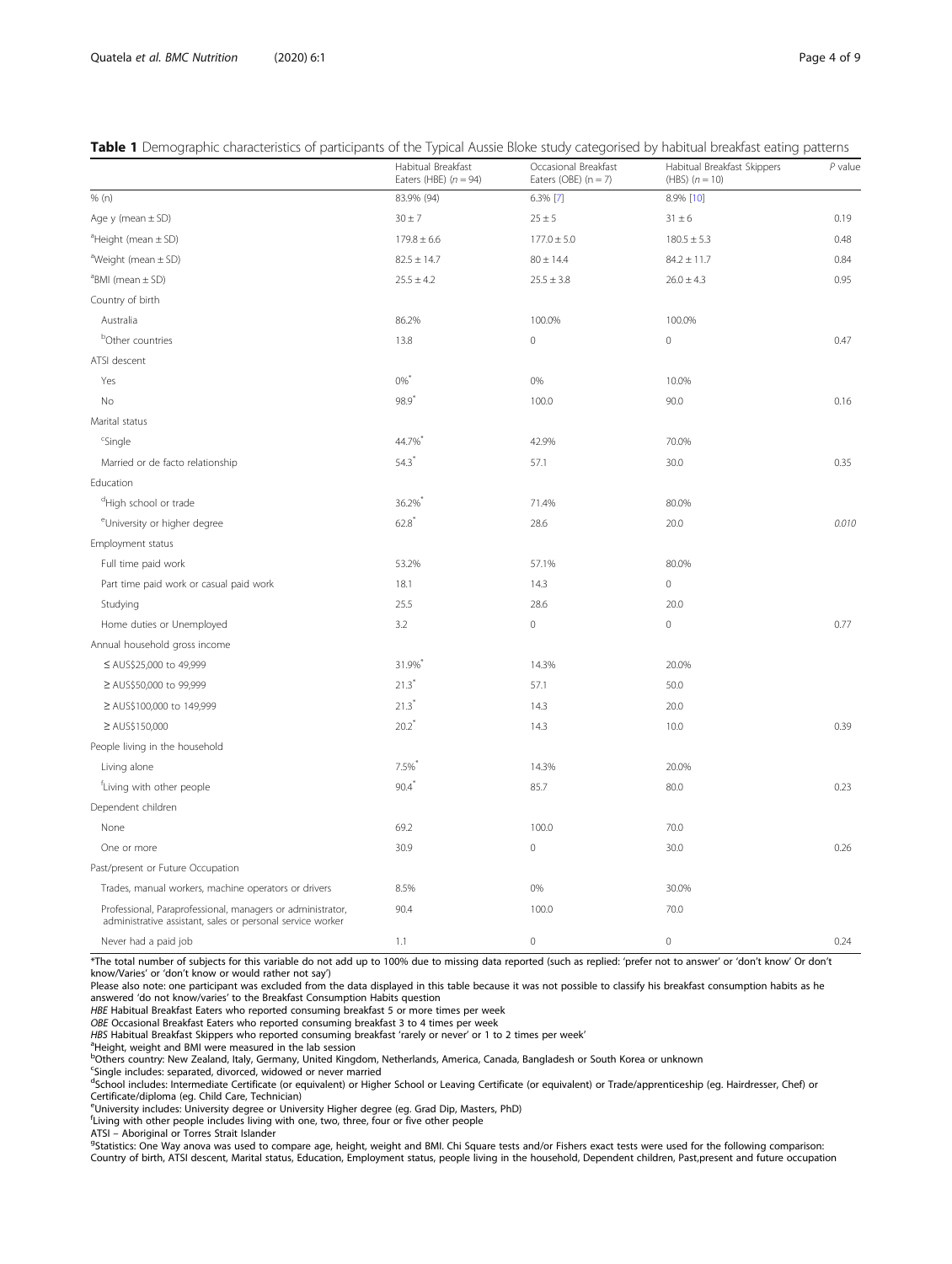**Table 1** Demographic characteristics of participants of the Typical Aussie Bloke study categorised by habitual breakfast eating patterns

| | Habitual Breakfast Eaters (HBE) ($n = 94$) | Occasional Breakfast Eaters (OBE) ($n = 7$) | Habitual Breakfast Skippers (HBS) ($n = 10$) | *P* value |
|---|---|---|---|---|
| % (n) | 83.9% (94) | 6.3% [7] | 8.9% [10] | |
| Age y (mean ± SD) | 30 ± 7 | 25 ± 5 | 31 ± 6 | 0.19 |
| [a]Height (mean ± SD) | 179.8 ± 6.6 | 177.0 ± 5.0 | 180.5 ± 5.3 | 0.48 |
| [a]Weight (mean ± SD) | 82.5 ± 14.7 | 80 ± 14.4 | 84.2 ± 11.7 | 0.84 |
| [a]BMI (mean ± SD) | 25.5 ± 4.2 | 25.5 ± 3.8 | 26.0 ± 4.3 | 0.95 |
| Country of birth | | | | |
| Australia | 86.2% | 100.0% | 100.0% | |
| [b]Other countries | 13.8 | 0 | 0 | 0.47 |
| ATSI descent | | | | |
| Yes | 0%* | 0% | 10.0% | |
| No | 98.9* | 100.0 | 90.0 | 0.16 |
| Marital status | | | | |
| [c]Single | 44.7%* | 42.9% | 70.0% | |
| Married or de facto relationship | 54.3* | 57.1 | 30.0 | 0.35 |
| Education | | | | |
| [d]High school or trade | 36.2%* | 71.4% | 80.0% | |
| [e]University or higher degree | 62.8* | 28.6 | 20.0 | *0.010* |
| Employment status | | | | |
| Full time paid work | 53.2% | 57.1% | 80.0% | |
| Part time paid work or casual paid work | 18.1 | 14.3 | 0 | |
| Studying | 25.5 | 28.6 | 20.0 | |
| Home duties or Unemployed | 3.2 | 0 | 0 | 0.77 |
| Annual household gross income | | | | |
| ≤ AUS$25,000 to 49,999 | 31.9%* | 14.3% | 20.0% | |
| ≥ AUS$50,000 to 99,999 | 21.3* | 57.1 | 50.0 | |
| ≥ AUS$100,000 to 149,999 | 21.3* | 14.3 | 20.0 | |
| ≥ AUS$150,000 | 20.2* | 14.3 | 10.0 | 0.39 |
| People living in the household | | | | |
| Living alone | 7.5%* | 14.3% | 20.0% | |
| [f]Living with other people | 90.4* | 85.7 | 80.0 | 0.23 |
| Dependent children | | | | |
| None | 69.2 | 100.0 | 70.0 | |
| One or more | 30.9 | 0 | 30.0 | 0.26 |
| Past/present or Future Occupation | | | | |
| Trades, manual workers, machine operators or drivers | 8.5% | 0% | 30.0% | |
| Professional, Paraprofessional, managers or administrator, administrative assistant, sales or personal service worker | 90.4 | 100.0 | 70.0 | |
| Never had a paid job | 1.1 | 0 | 0 | 0.24 |

*The total number of subjects for this variable do not add up to 100% due to missing data reported (such as replied: 'prefer not to answer' or 'don't know' Or don't know/Varies' or 'don't know or would rather not say')

Please also note: one participant was excluded from the data displayed in this table because it was not possible to classify his breakfast consumption habits as he answered 'do not know/varies' to the Breakfast Consumption Habits question

*HBE* Habitual Breakfast Eaters who reported consuming breakfast 5 or more times per week

*OBE* Occasional Breakfast Eaters who reported consuming breakfast 3 to 4 times per week

*HBS* Habitual Breakfast Skippers who reported consuming breakfast 'rarely or never' or 1 to 2 times per week'

[a]Height, weight and BMI were measured in the lab session

[b]Others country: New Zealand, Italy, Germany, United Kingdom, Netherlands, America, Canada, Bangladesh or South Korea or unknown

[c]Single includes: separated, divorced, widowed or never married

[d]School includes: Intermediate Certificate (or equivalent) or Higher School or Leaving Certificate (or equivalent) or Trade/apprenticeship (eg. Hairdresser, Chef) or Certificate/diploma (eg. Child Care, Technician)

[e]University includes: University degree or University Higher degree (eg. Grad Dip, Masters, PhD)

[f]Living with other people includes living with one, two, three, four or five other people

ATSI – Aboriginal or Torres Strait Islander

[g]Statistics: One Way anova was used to compare age, height, weight and BMI. Chi Square tests and/or Fishers exact tests were used for the following comparison: Country of birth, ATSI descent, Marital status, Education, Employment status, people living in the household, Dependent children, Past,present and future occupation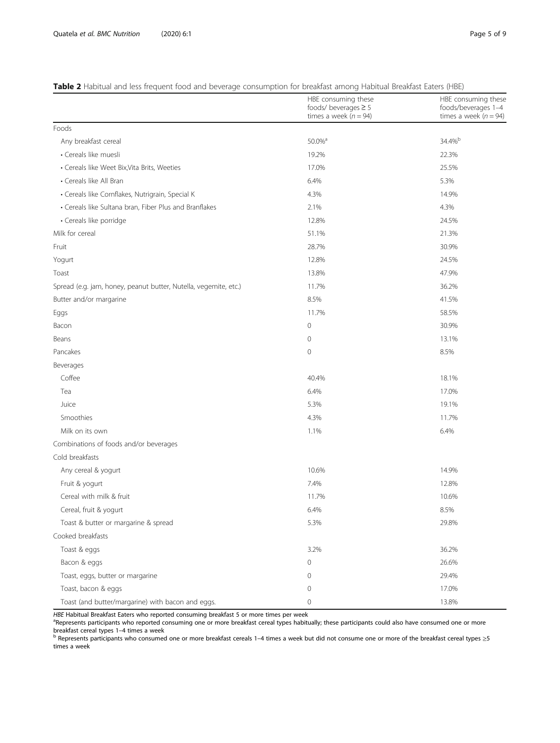**Table 2** Habitual and less frequent food and beverage consumption for breakfast among Habitual Breakfast Eaters (HBE)

| | HBE consuming these foods/ beverages ≥ 5 times a week ($n = 94$) | HBE consuming these foods/beverages 1–4 times a week ($n = 94$) |
|---|---|---|
| Foods | | |
| Any breakfast cereal | 50.0%[a] | 34.4%[b] |
| • Cereals like muesli | 19.2% | 22.3% |
| • Cereals like Weet Bix,Vita Brits, Weeties | 17.0% | 25.5% |
| • Cereals like All Bran | 6.4% | 5.3% |
| • Cereals like Cornflakes, Nutrigrain, Special K | 4.3% | 14.9% |
| • Cereals like Sultana bran, Fiber Plus and Branflakes | 2.1% | 4.3% |
| • Cereals like porridge | 12.8% | 24.5% |
| Milk for cereal | 51.1% | 21.3% |
| Fruit | 28.7% | 30.9% |
| Yogurt | 12.8% | 24.5% |
| Toast | 13.8% | 47.9% |
| Spread (e.g. jam, honey, peanut butter, Nutella, vegemite, etc.) | 11.7% | 36.2% |
| Butter and/or margarine | 8.5% | 41.5% |
| Eggs | 11.7% | 58.5% |
| Bacon | 0 | 30.9% |
| Beans | 0 | 13.1% |
| Pancakes | 0 | 8.5% |
| Beverages | | |
| Coffee | 40.4% | 18.1% |
| Tea | 6.4% | 17.0% |
| Juice | 5.3% | 19.1% |
| Smoothies | 4.3% | 11.7% |
| Milk on its own | 1.1% | 6.4% |
| Combinations of foods and/or beverages | | |
| Cold breakfasts | | |
| Any cereal & yogurt | 10.6% | 14.9% |
| Fruit & yogurt | 7.4% | 12.8% |
| Cereal with milk & fruit | 11.7% | 10.6% |
| Cereal, fruit & yogurt | 6.4% | 8.5% |
| Toast & butter or margarine & spread | 5.3% | 29.8% |
| Cooked breakfasts | | |
| Toast & eggs | 3.2% | 36.2% |
| Bacon & eggs | 0 | 26.6% |
| Toast, eggs, butter or margarine | 0 | 29.4% |
| Toast, bacon & eggs | 0 | 17.0% |
| Toast (and butter/margarine) with bacon and eggs. | 0 | 13.8% |

*HBE* Habitual Breakfast Eaters who reported consuming breakfast 5 or more times per week

[a]Represents participants who reported consuming one or more breakfast cereal types habitually; these participants could also have consumed one or more breakfast cereal types 1–4 times a week

[b] Represents participants who consumed one or more breakfast cereals 1–4 times a week but did not consume one or more of the breakfast cereal types ≥5 times a week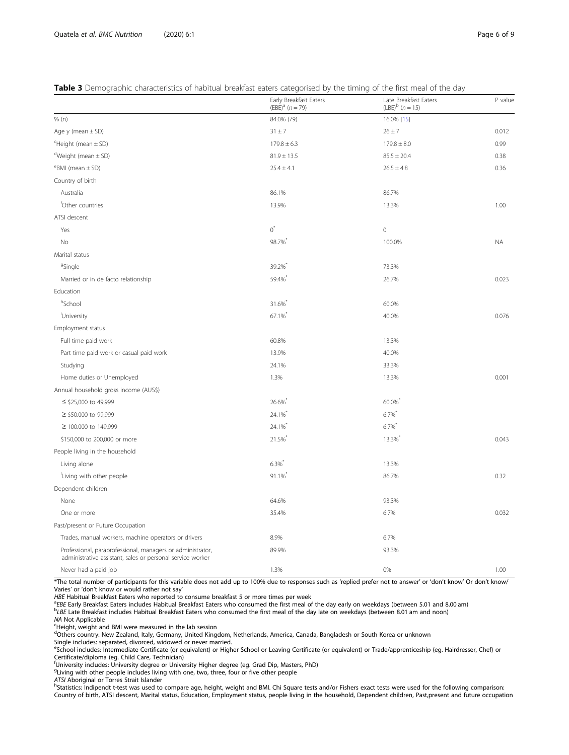**Table 3** Demographic characteristics of habitual breakfast eaters categorised by the timing of the first meal of the day

| | Early Breakfast Eaters (EBE)[a] (n = 79) | Late Breakfast Eaters (LBE)[b] (n = 15) | P value |
|---|---|---|---|
| % (n) | 84.0% (79) | 16.0% [15] | |
| Age y (mean ± SD) | 31 ± 7 | 26 ± 7 | 0.012 |
| [c]Height (mean ± SD) | 179.8 ± 6.3 | 179.8 ± 8.0 | 0.99 |
| [d]Weight (mean ± SD) | 81.9 ± 13.5 | 85.5 ± 20.4 | 0.38 |
| [e]BMI (mean ± SD) | 25.4 ± 4.1 | 26.5 ± 4.8 | 0.36 |
| Country of birth | | | |
| Australia | 86.1% | 86.7% | |
| [f]Other countries | 13.9% | 13.3% | 1.00 |
| ATSI descent | | | |
| Yes | 0* | 0 | |
| No | 98.7%* | 100.0% | NA |
| Marital status | | | |
| [g]Single | 39.2%* | 73.3% | |
| Married or in de facto relationship | 59.4%* | 26.7% | 0.023 |
| Education | | | |
| [h]School | 31.6%* | 60.0% | |
| [i]University | 67.1%* | 40.0% | 0.076 |
| Employment status | | | |
| Full time paid work | 60.8% | 13.3% | |
| Part time paid work or casual paid work | 13.9% | 40.0% | |
| Studying | 24.1% | 33.3% | |
| Home duties or Unemployed | 1.3% | 13.3% | 0.001 |
| Annual household gross income (AUS$) | | | |
| ≤ $25,000 to 49,999 | 26.6%* | 60.0%* | |
| ≥ $50.000 to 99,999 | 24.1%* | 6.7%* | |
| ≥ 100.000 to 149,999 | 24.1%* | 6.7%* | |
| $150,000 to 200,000 or more | 21.5%* | 13.3%* | 0.043 |
| People living in the household | | | |
| Living alone | 6.3%* | 13.3% | |
| [l]Living with other people | 91.1%* | 86.7% | 0.32 |
| Dependent children | | | |
| None | 64.6% | 93.3% | |
| One or more | 35.4% | 6.7% | 0.032 |
| Past/present or Future Occupation | | | |
| Trades, manual workers, machine operators or drivers | 8.9% | 6.7% | |
| Professional, paraprofessional, managers or administrator, administrative assistant, sales or personal service worker | 89.9% | 93.3% | |
| Never had a paid job | 1.3% | 0% | 1.00 |

*The total number of participants for this variable does not add up to 100% due to responses such as 'replied prefer not to answer' or 'don't know' Or don't know/ Varies' or 'don't know or would rather not say'

*HBE* Habitual Breakfast Eaters who reported to consume breakfast 5 or more times per week

[a]*EBE* Early Breakfast Eaters includes Habitual Breakfast Eaters who consumed the first meal of the day early on weekdays (between 5.01 and 8.00 am)

[b]*LBE* Late Breakfast includes Habitual Breakfast Eaters who consumed the first meal of the day late on weekdays (between 8.01 am and noon)

*NA* Not Applicable

[c]Height, weight and BMI were measured in the lab session

[d]Others country: New Zealand, Italy, Germany, United Kingdom, Netherlands, America, Canada, Bangladesh or South Korea or unknown

Single includes: separated, divorced, widowed or never married.

[e]School includes: Intermediate Certificate (or equivalent) or Higher School or Leaving Certificate (or equivalent) or Trade/apprenticeship (eg. Hairdresser, Chef) or Certificate/diploma (eg. Child Care, Technician)

[f]University includes: University degree or University Higher degree (eg. Grad Dip, Masters, PhD)

[g]Living with other people includes living with one, two, three, four or five other people

*ATSI* Aboriginal or Torres Strait Islander

[h]Statistics: Indipendt t-test was used to compare age, height, weight and BMI. Chi Square tests and/or Fishers exact tests were used for the following comparison: Country of birth, ATSI descent, Marital status, Education, Employment status, people living in the household, Dependent children, Past,present and future occupation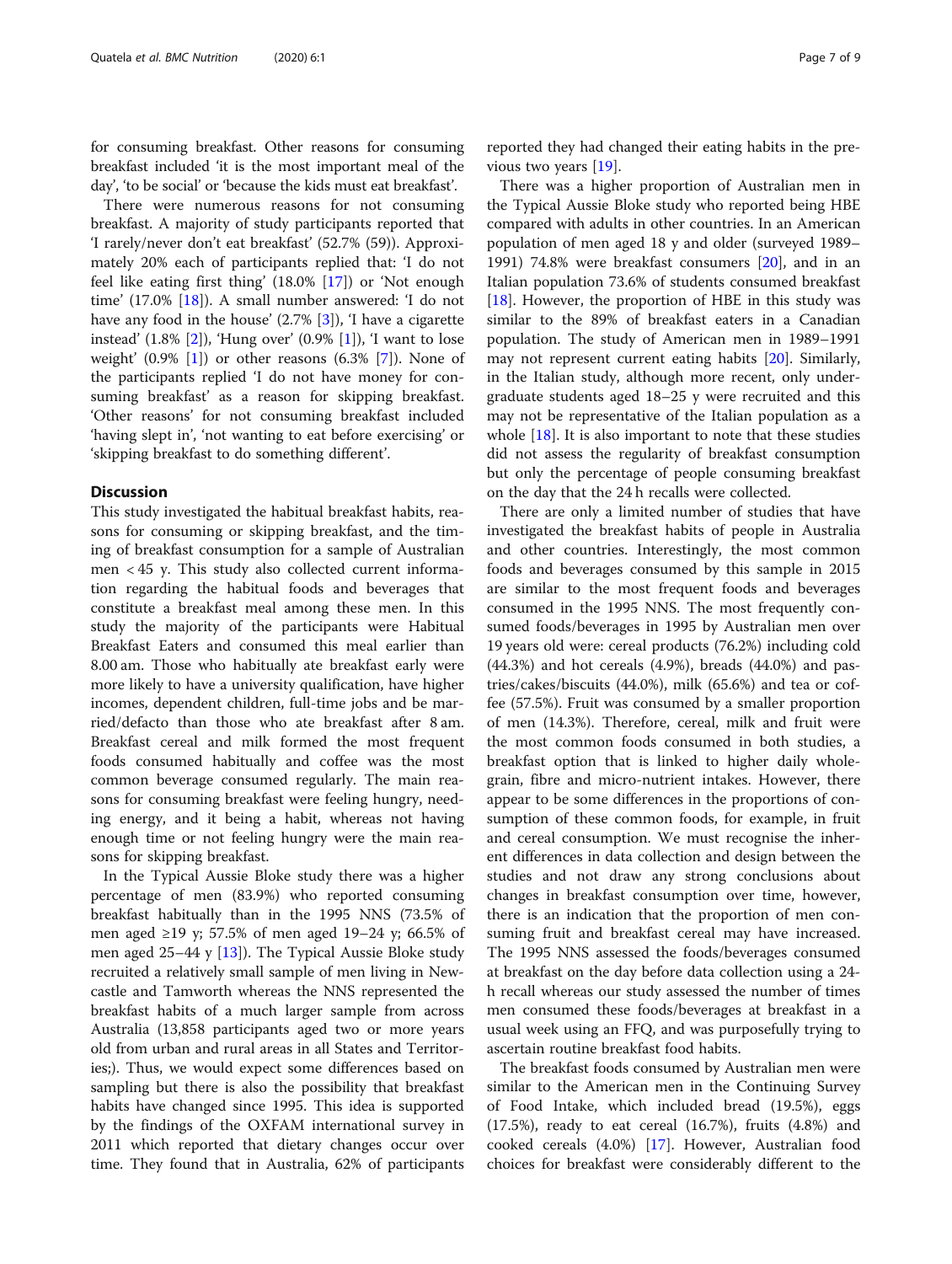for consuming breakfast. Other reasons for consuming breakfast included 'it is the most important meal of the day', 'to be social' or 'because the kids must eat breakfast'.

There were numerous reasons for not consuming breakfast. A majority of study participants reported that 'I rarely/never don't eat breakfast' (52.7% (59)). Approximately 20% each of participants replied that: 'I do not feel like eating first thing' (18.0% [17]) or 'Not enough time' (17.0% [18]). A small number answered: 'I do not have any food in the house' (2.7% [3]), 'I have a cigarette instead' (1.8% [2]), 'Hung over' (0.9% [1]), 'I want to lose weight' (0.9% [1]) or other reasons (6.3% [7]). None of the participants replied 'I do not have money for consuming breakfast' as a reason for skipping breakfast. 'Other reasons' for not consuming breakfast included 'having slept in', 'not wanting to eat before exercising' or 'skipping breakfast to do something different'.

## Discussion

This study investigated the habitual breakfast habits, reasons for consuming or skipping breakfast, and the timing of breakfast consumption for a sample of Australian men < 45 y. This study also collected current information regarding the habitual foods and beverages that constitute a breakfast meal among these men. In this study the majority of the participants were Habitual Breakfast Eaters and consumed this meal earlier than 8.00 am. Those who habitually ate breakfast early were more likely to have a university qualification, have higher incomes, dependent children, full-time jobs and be married/defacto than those who ate breakfast after 8 am. Breakfast cereal and milk formed the most frequent foods consumed habitually and coffee was the most common beverage consumed regularly. The main reasons for consuming breakfast were feeling hungry, needing energy, and it being a habit, whereas not having enough time or not feeling hungry were the main reasons for skipping breakfast.

In the Typical Aussie Bloke study there was a higher percentage of men (83.9%) who reported consuming breakfast habitually than in the 1995 NNS (73.5% of men aged ≥19 y; 57.5% of men aged 19–24 y; 66.5% of men aged 25–44 y [13]). The Typical Aussie Bloke study recruited a relatively small sample of men living in Newcastle and Tamworth whereas the NNS represented the breakfast habits of a much larger sample from across Australia (13,858 participants aged two or more years old from urban and rural areas in all States and Territories;). Thus, we would expect some differences based on sampling but there is also the possibility that breakfast habits have changed since 1995. This idea is supported by the findings of the OXFAM international survey in 2011 which reported that dietary changes occur over time. They found that in Australia, 62% of participants reported they had changed their eating habits in the previous two years [19].

There was a higher proportion of Australian men in the Typical Aussie Bloke study who reported being HBE compared with adults in other countries. In an American population of men aged 18 y and older (surveyed 1989–1991) 74.8% were breakfast consumers [20], and in an Italian population 73.6% of students consumed breakfast [18]. However, the proportion of HBE in this study was similar to the 89% of breakfast eaters in a Canadian population. The study of American men in 1989–1991 may not represent current eating habits [20]. Similarly, in the Italian study, although more recent, only undergraduate students aged 18–25 y were recruited and this may not be representative of the Italian population as a whole [18]. It is also important to note that these studies did not assess the regularity of breakfast consumption but only the percentage of people consuming breakfast on the day that the 24 h recalls were collected.

There are only a limited number of studies that have investigated the breakfast habits of people in Australia and other countries. Interestingly, the most common foods and beverages consumed by this sample in 2015 are similar to the most frequent foods and beverages consumed in the 1995 NNS. The most frequently consumed foods/beverages in 1995 by Australian men over 19 years old were: cereal products (76.2%) including cold (44.3%) and hot cereals (4.9%), breads (44.0%) and pastries/cakes/biscuits (44.0%), milk (65.6%) and tea or coffee (57.5%). Fruit was consumed by a smaller proportion of men (14.3%). Therefore, cereal, milk and fruit were the most common foods consumed in both studies, a breakfast option that is linked to higher daily wholegrain, fibre and micro-nutrient intakes. However, there appear to be some differences in the proportions of consumption of these common foods, for example, in fruit and cereal consumption. We must recognise the inherent differences in data collection and design between the studies and not draw any strong conclusions about changes in breakfast consumption over time, however, there is an indication that the proportion of men consuming fruit and breakfast cereal may have increased. The 1995 NNS assessed the foods/beverages consumed at breakfast on the day before data collection using a 24-h recall whereas our study assessed the number of times men consumed these foods/beverages at breakfast in a usual week using an FFQ, and was purposefully trying to ascertain routine breakfast food habits.

The breakfast foods consumed by Australian men were similar to the American men in the Continuing Survey of Food Intake, which included bread (19.5%), eggs (17.5%), ready to eat cereal (16.7%), fruits (4.8%) and cooked cereals (4.0%) [17]. However, Australian food choices for breakfast were considerably different to the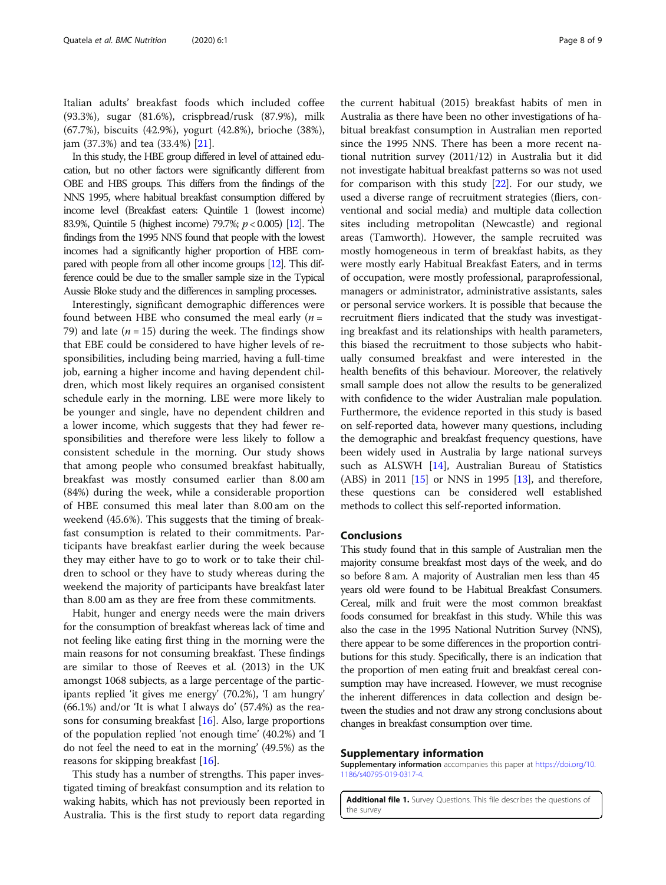Italian adults' breakfast foods which included coffee (93.3%), sugar (81.6%), crispbread/rusk (87.9%), milk (67.7%), biscuits (42.9%), yogurt (42.8%), brioche (38%), jam (37.3%) and tea (33.4%) [21].

In this study, the HBE group differed in level of attained education, but no other factors were significantly different from OBE and HBS groups. This differs from the findings of the NNS 1995, where habitual breakfast consumption differed by income level (Breakfast eaters: Quintile 1 (lowest income) 83.9%, Quintile 5 (highest income) 79.7%; $p < 0.005$) [12]. The findings from the 1995 NNS found that people with the lowest incomes had a significantly higher proportion of HBE compared with people from all other income groups [12]. This difference could be due to the smaller sample size in the Typical Aussie Bloke study and the differences in sampling processes.

Interestingly, significant demographic differences were found between HBE who consumed the meal early ($n$ = 79) and late ($n$ = 15) during the week. The findings show that EBE could be considered to have higher levels of responsibilities, including being married, having a full-time job, earning a higher income and having dependent children, which most likely requires an organised consistent schedule early in the morning. LBE were more likely to be younger and single, have no dependent children and a lower income, which suggests that they had fewer responsibilities and therefore were less likely to follow a consistent schedule in the morning. Our study shows that among people who consumed breakfast habitually, breakfast was mostly consumed earlier than 8.00 am (84%) during the week, while a considerable proportion of HBE consumed this meal later than 8.00 am on the weekend (45.6%). This suggests that the timing of breakfast consumption is related to their commitments. Participants have breakfast earlier during the week because they may either have to go to work or to take their children to school or they have to study whereas during the weekend the majority of participants have breakfast later than 8.00 am as they are free from these commitments.

Habit, hunger and energy needs were the main drivers for the consumption of breakfast whereas lack of time and not feeling like eating first thing in the morning were the main reasons for not consuming breakfast. These findings are similar to those of Reeves et al. (2013) in the UK amongst 1068 subjects, as a large percentage of the participants replied 'it gives me energy' (70.2%), 'I am hungry' (66.1%) and/or 'It is what I always do' (57.4%) as the reasons for consuming breakfast [16]. Also, large proportions of the population replied 'not enough time' (40.2%) and 'I do not feel the need to eat in the morning' (49.5%) as the reasons for skipping breakfast [16].

This study has a number of strengths. This paper investigated timing of breakfast consumption and its relation to waking habits, which has not previously been reported in Australia. This is the first study to report data regarding the current habitual (2015) breakfast habits of men in Australia as there have been no other investigations of habitual breakfast consumption in Australian men reported since the 1995 NNS. There has been a more recent national nutrition survey (2011/12) in Australia but it did not investigate habitual breakfast patterns so was not used for comparison with this study [22]. For our study, we used a diverse range of recruitment strategies (fliers, conventional and social media) and multiple data collection sites including metropolitan (Newcastle) and regional areas (Tamworth). However, the sample recruited was mostly homogeneous in term of breakfast habits, as they were mostly early Habitual Breakfast Eaters, and in terms of occupation, were mostly professional, paraprofessional, managers or administrator, administrative assistants, sales or personal service workers. It is possible that because the recruitment fliers indicated that the study was investigating breakfast and its relationships with health parameters, this biased the recruitment to those subjects who habitually consumed breakfast and were interested in the health benefits of this behaviour. Moreover, the relatively small sample does not allow the results to be generalized with confidence to the wider Australian male population. Furthermore, the evidence reported in this study is based on self-reported data, however many questions, including the demographic and breakfast frequency questions, have been widely used in Australia by large national surveys such as ALSWH [14], Australian Bureau of Statistics (ABS) in 2011 [15] or NNS in 1995 [13], and therefore, these questions can be considered well established methods to collect this self-reported information.

## Conclusions

This study found that in this sample of Australian men the majority consume breakfast most days of the week, and do so before 8 am. A majority of Australian men less than 45 years old were found to be Habitual Breakfast Consumers. Cereal, milk and fruit were the most common breakfast foods consumed for breakfast in this study. While this was also the case in the 1995 National Nutrition Survey (NNS), there appear to be some differences in the proportion contributions for this study. Specifically, there is an indication that the proportion of men eating fruit and breakfast cereal consumption may have increased. However, we must recognise the inherent differences in data collection and design between the studies and not draw any strong conclusions about changes in breakfast consumption over time.

## Supplementary information

**Supplementary information** accompanies this paper at https://doi.org/10.1186/s40795-019-0317-4.

**Additional file 1.** Survey Questions. This file describes the questions of the survey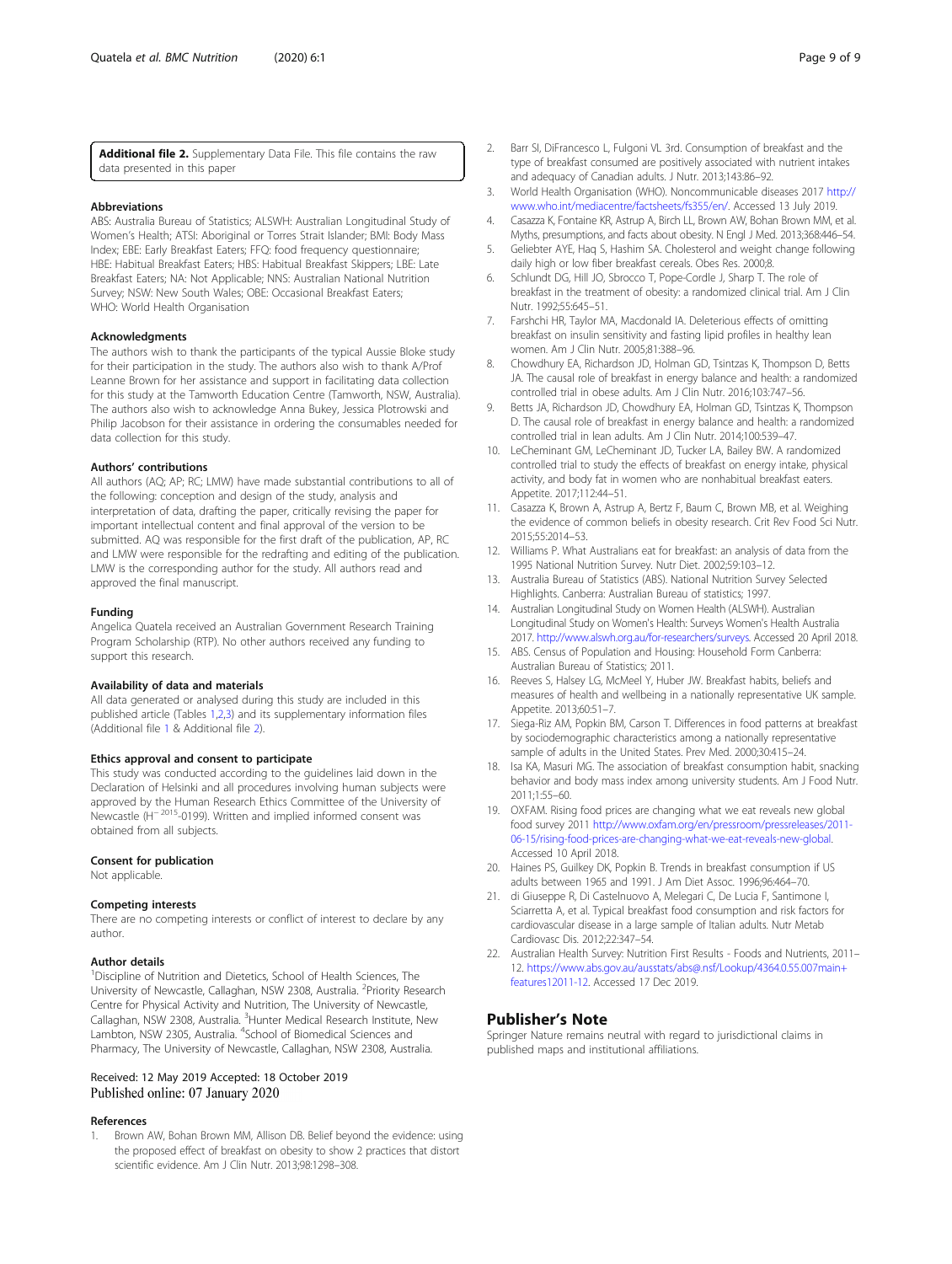**Additional file 2.** Supplementary Data File. This file contains the raw data presented in this paper

### Abbreviations

ABS: Australia Bureau of Statistics; ALSWH: Australian Longitudinal Study of Women's Health; ATSI: Aboriginal or Torres Strait Islander; BMI: Body Mass Index; EBE: Early Breakfast Eaters; FFQ: food frequency questionnaire; HBE: Habitual Breakfast Eaters; HBS: Habitual Breakfast Skippers; LBE: Late Breakfast Eaters; NA: Not Applicable; NNS: Australian National Nutrition Survey; NSW: New South Wales; OBE: Occasional Breakfast Eaters; WHO: World Health Organisation

### Acknowledgments

The authors wish to thank the participants of the typical Aussie Bloke study for their participation in the study. The authors also wish to thank A/Prof Leanne Brown for her assistance and support in facilitating data collection for this study at the Tamworth Education Centre (Tamworth, NSW, Australia). The authors also wish to acknowledge Anna Bukey, Jessica Plotrowski and Philip Jacobson for their assistance in ordering the consumables needed for data collection for this study.

### Authors' contributions

All authors (AQ; AP; RC; LMW) have made substantial contributions to all of the following: conception and design of the study, analysis and interpretation of data, drafting the paper, critically revising the paper for important intellectual content and final approval of the version to be submitted. AQ was responsible for the first draft of the publication, AP, RC and LMW were responsible for the redrafting and editing of the publication. LMW is the corresponding author for the study. All authors read and approved the final manuscript.

### Funding

Angelica Quatela received an Australian Government Research Training Program Scholarship (RTP). No other authors received any funding to support this research.

### Availability of data and materials

All data generated or analysed during this study are included in this published article (Tables 1,2,3) and its supplementary information files (Additional file 1 & Additional file 2).

### Ethics approval and consent to participate

This study was conducted according to the guidelines laid down in the Declaration of Helsinki and all procedures involving human subjects were approved by the Human Research Ethics Committee of the University of Newcastle (H− 2015-0199). Written and implied informed consent was obtained from all subjects.

### Consent for publication

Not applicable.

### Competing interests

There are no competing interests or conflict of interest to declare by any author.

### Author details

[1]Discipline of Nutrition and Dietetics, School of Health Sciences, The University of Newcastle, Callaghan, NSW 2308, Australia. [2]Priority Research Centre for Physical Activity and Nutrition, The University of Newcastle, Callaghan, NSW 2308, Australia. [3]Hunter Medical Research Institute, New Lambton, NSW 2305, Australia. [4]School of Biomedical Sciences and Pharmacy, The University of Newcastle, Callaghan, NSW 2308, Australia.

Received: 12 May 2019 Accepted: 18 October 2019
Published online: 07 January 2020

### References

1. Brown AW, Bohan Brown MM, Allison DB. Belief beyond the evidence: using the proposed effect of breakfast on obesity to show 2 practices that distort scientific evidence. Am J Clin Nutr. 2013;98:1298–308.
2. Barr SI, DiFrancesco L, Fulgoni VL 3rd. Consumption of breakfast and the type of breakfast consumed are positively associated with nutrient intakes and adequacy of Canadian adults. J Nutr. 2013;143:86–92.
3. World Health Organisation (WHO). Noncommunicable diseases 2017 http://www.who.int/mediacentre/factsheets/fs355/en/. Accessed 13 July 2019.
4. Casazza K, Fontaine KR, Astrup A, Birch LL, Brown AW, Bohan Brown MM, et al. Myths, presumptions, and facts about obesity. N Engl J Med. 2013;368:446–54.
5. Geliebter AYE, Haq S, Hashim SA. Cholesterol and weight change following daily high or low fiber breakfast cereals. Obes Res. 2000;8.
6. Schlundt DG, Hill JO, Sbrocco T, Pope-Cordle J, Sharp T. The role of breakfast in the treatment of obesity: a randomized clinical trial. Am J Clin Nutr. 1992;55:645–51.
7. Farshchi HR, Taylor MA, Macdonald IA. Deleterious effects of omitting breakfast on insulin sensitivity and fasting lipid profiles in healthy lean women. Am J Clin Nutr. 2005;81:388–96.
8. Chowdhury EA, Richardson JD, Holman GD, Tsintzas K, Thompson D, Betts JA. The causal role of breakfast in energy balance and health: a randomized controlled trial in obese adults. Am J Clin Nutr. 2016;103:747–56.
9. Betts JA, Richardson JD, Chowdhury EA, Holman GD, Tsintzas K, Thompson D. The causal role of breakfast in energy balance and health: a randomized controlled trial in lean adults. Am J Clin Nutr. 2014;100:539–47.
10. LeCheminant GM, LeCheminant JD, Tucker LA, Bailey BW. A randomized controlled trial to study the effects of breakfast on energy intake, physical activity, and body fat in women who are nonhabitual breakfast eaters. Appetite. 2017;112:44–51.
11. Casazza K, Brown A, Astrup A, Bertz F, Baum C, Brown MB, et al. Weighing the evidence of common beliefs in obesity research. Crit Rev Food Sci Nutr. 2015;55:2014–53.
12. Williams P. What Australians eat for breakfast: an analysis of data from the 1995 National Nutrition Survey. Nutr Diet. 2002;59:103–12.
13. Australia Bureau of Statistics (ABS). National Nutrition Survey Selected Highlights. Canberra: Australian Bureau of statistics; 1997.
14. Australian Longitudinal Study on Women Health (ALSWH). Australian Longitudinal Study on Women's Health: Surveys Women's Health Australia 2017. http://www.alswh.org.au/for-researchers/surveys. Accessed 20 April 2018.
15. ABS. Census of Population and Housing: Household Form Canberra: Australian Bureau of Statistics; 2011.
16. Reeves S, Halsey LG, McMeel Y, Huber JW. Breakfast habits, beliefs and measures of health and wellbeing in a nationally representative UK sample. Appetite. 2013;60:51–7.
17. Siega-Riz AM, Popkin BM, Carson T. Differences in food patterns at breakfast by sociodemographic characteristics among a nationally representative sample of adults in the United States. Prev Med. 2000;30:415–24.
18. Isa KA, Masuri MG. The association of breakfast consumption habit, snacking behavior and body mass index among university students. Am J Food Nutr. 2011;1:55–60.
19. OXFAM. Rising food prices are changing what we eat reveals new global food survey 2011 http://www.oxfam.org/en/pressroom/pressreleases/2011-06-15/rising-food-prices-are-changing-what-we-eat-reveals-new-global. Accessed 10 April 2018.
20. Haines PS, Guilkey DK, Popkin B. Trends in breakfast consumption if US adults between 1965 and 1991. J Am Diet Assoc. 1996;96:464–70.
21. di Giuseppe R, Di Castelnuovo A, Melegari C, De Lucia F, Santimone I, Sciarretta A, et al. Typical breakfast food consumption and risk factors for cardiovascular disease in a large sample of Italian adults. Nutr Metab Cardiovasc Dis. 2012;22:347–54.
22. Australian Health Survey: Nutrition First Results - Foods and Nutrients, 2011–12. https://www.abs.gov.au/ausstats/abs@.nsf/Lookup/4364.0.55.007main+features12011-12. Accessed 17 Dec 2019.

## Publisher's Note

Springer Nature remains neutral with regard to jurisdictional claims in published maps and institutional affiliations.